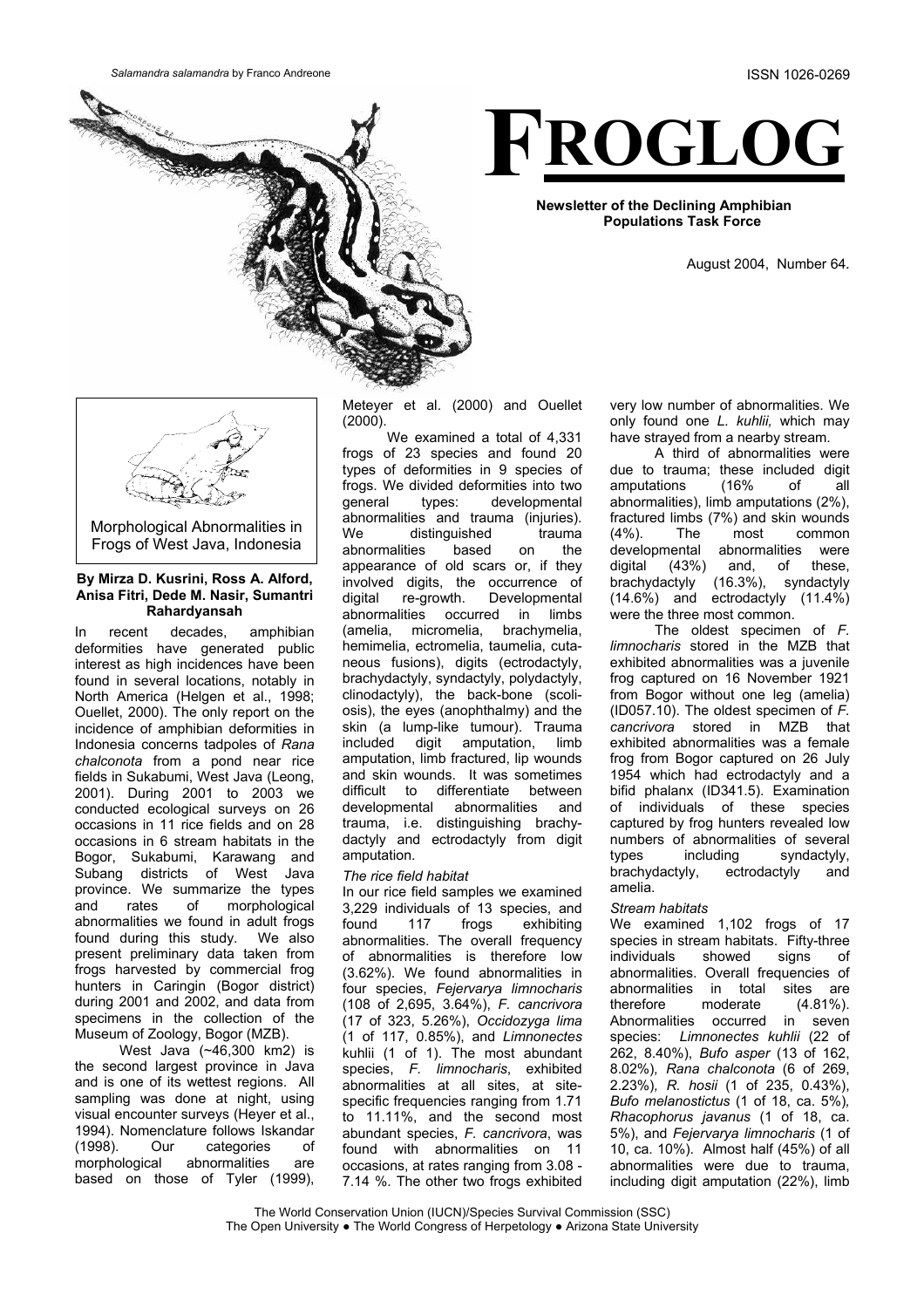*Salamandra salamandra* by Franco Andreone

ISSN 1026-0269

# FROGLOG

**Newsletter of the Declining Amphibian Populations Task Force**

August 2004, Number 64.

## Morphological Abnormalities in Frogs of West Java, Indonesia

**By Mirza D. Kusrini, Ross A. Alford, Anisa Fitri, Dede M. Nasir, Sumantri Rahardyansah**

In recent decades, amphibian deformities have generated public interest as high incidences have been found in several locations, notably in North America (Helgen et al., 1998; Ouellet, 2000). The only report on the incidence of amphibian deformities in Indonesia concerns tadpoles of *Rana chalconota* from a pond near rice fields in Sukabumi, West Java (Leong, 2001). During 2001 to 2003 we conducted ecological surveys on 26 occasions in 11 rice fields and on 28 occasions in 6 stream habitats in the Bogor, Sukabumi, Karawang and Subang districts of West Java province. We summarize the types and rates of morphological abnormalities we found in adult frogs found during this study. We also present preliminary data taken from frogs harvested by commercial frog hunters in Caringin (Bogor district) during 2001 and 2002, and data from specimens in the collection of the Museum of Zoology, Bogor (MZB).

West Java (~46,300 km2) is the second largest province in Java and is one of its wettest regions. All sampling was done at night, using visual encounter surveys (Heyer et al., 1994). Nomenclature follows Iskandar (1998). Our categories of morphological abnormalities are based on those of Tyler (1999), Meteyer et al. (2000) and Ouellet (2000).

We examined a total of 4,331 frogs of 23 species and found 20 types of deformities in 9 species of frogs. We divided deformities into two general types: developmental abnormalities and trauma (injuries). We distinguished trauma abnormalities based on the appearance of old scars or, if they involved digits, the occurrence of digital re-growth. Developmental abnormalities occurred in limbs (amelia, micromelia, brachymelia, hemimelia, ectromelia, taumelia, cutaneous fusions), digits (ectrodactyly, brachydactyly, syndactyly, polydactyly, clinodactyly), the back-bone (scoliosis), the eyes (anophthalmy) and the skin (a lump-like tumour). Trauma included digit amputation, limb amputation, limb fractured, lip wounds and skin wounds. It was sometimes difficult to differentiate between developmental abnormalities and trauma, i.e. distinguishing brachydactyly and ectrodactyly from digit amputation.

### *The rice field habitat*

In our rice field samples we examined 3,229 individuals of 13 species, and found 117 frogs exhibiting abnormalities. The overall frequency of abnormalities is therefore low (3.62%). We found abnormalities in four species, *Fejervarya limnocharis* (108 of 2,695, 3.64%), *F. cancrivora* (17 of 323, 5.26%), *Occidozyga lima* (1 of 117, 0.85%), and *Limnonectes* kuhlii (1 of 1). The most abundant species, *F. limnocharis*, exhibited abnormalities at all sites, at site-specific frequencies ranging from 1.71 to 11.11%, and the second most abundant species, *F. cancrivora*, was found with abnormalities on 11 occasions, at rates ranging from 3.08 - 7.14 %. The other two frogs exhibited very low number of abnormalities. We only found one *L. kuhlii,* which may have strayed from a nearby stream.

A third of abnormalities were due to trauma; these included digit amputations (16% of all abnormalities), limb amputations (2%), fractured limbs (7%) and skin wounds (4%). The most common developmental abnormalities were digital (43%) and, of these, brachydactyly (16.3%), syndactyly (14.6%) and ectrodactyly (11.4%) were the three most common.

The oldest specimen of *F. limnocharis* stored in the MZB that exhibited abnormalities was a juvenile frog captured on 16 November 1921 from Bogor without one leg (amelia) (ID057.10). The oldest specimen of *F. cancrivora* stored in MZB that exhibited abnormalities was a female frog from Bogor captured on 26 July 1954 which had ectrodactyly and a bifid phalanx (ID341.5). Examination of individuals of these species captured by frog hunters revealed low numbers of abnormalities of several types including syndactyly, brachydactyly, ectrodactyly and amelia.

### *Stream habitats*

We examined 1,102 frogs of 17 species in stream habitats. Fifty-three individuals showed signs of abnormalities. Overall frequencies of abnormalities in total sites are therefore moderate (4.81%). Abnormalities occurred in seven species: *Limnonectes kuhlii* (22 of 262, 8.40%), *Bufo asper* (13 of 162, 8.02%), *Rana chalconota* (6 of 269, 2.23%)*, R. hosii* (1 of 235, 0.43%), *Bufo melanostictus* (1 of 18, ca. 5%)*, Rhacophorus javanus* (1 of 18, ca. 5%), and *Fejervarya limnocharis* (1 of 10, ca. 10%). Almost half (45%) of all abnormalities were due to trauma, including digit amputation (22%), limb

The World Conservation Union (IUCN)/Species Survival Commission (SSC)
The Open University ● The World Congress of Herpetology ● Arizona State University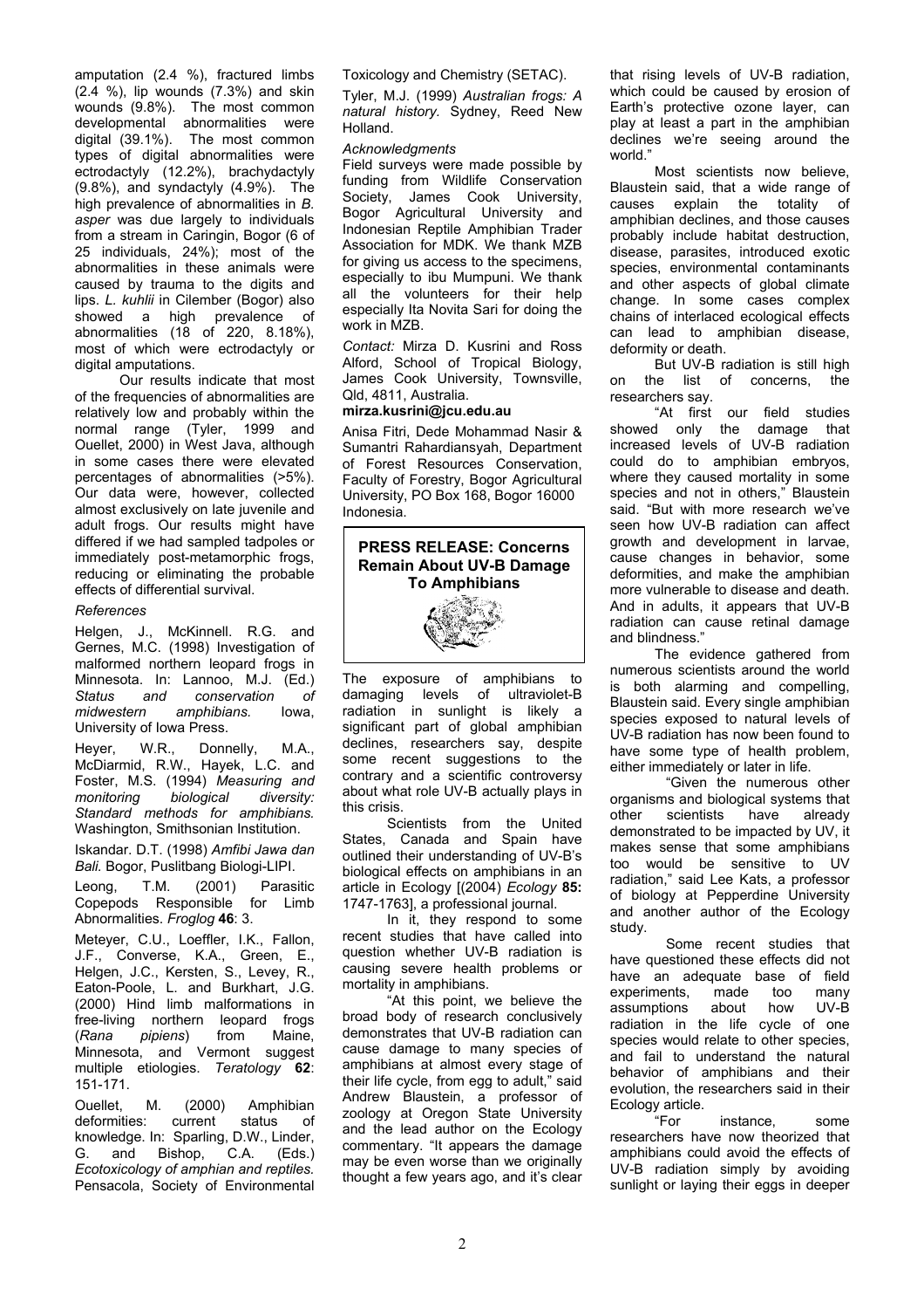amputation (2.4 %), fractured limbs (2.4 %), lip wounds (7.3%) and skin wounds (9.8%). The most common developmental abnormalities were digital (39.1%). The most common types of digital abnormalities were ectrodactyly (12.2%), brachydactyly (9.8%), and syndactyly (4.9%). The high prevalence of abnormalities in *B. asper* was due largely to individuals from a stream in Caringin, Bogor (6 of 25 individuals, 24%); most of the abnormalities in these animals were caused by trauma to the digits and lips. *L. kuhlii* in Cilember (Bogor) also showed a high prevalence of abnormalities (18 of 220, 8.18%), most of which were ectrodactyly or digital amputations.

Our results indicate that most of the frequencies of abnormalities are relatively low and probably within the normal range (Tyler, 1999 and Ouellet, 2000) in West Java, although in some cases there were elevated percentages of abnormalities (>5%). Our data were, however, collected almost exclusively on late juvenile and adult frogs. Our results might have differed if we had sampled tadpoles or immediately post-metamorphic frogs, reducing or eliminating the probable effects of differential survival.

*References*

Helgen, J., McKinnell. R.G. and Gernes, M.C. (1998) Investigation of malformed northern leopard frogs in Minnesota. In: Lannoo, M.J. (Ed.) *Status and conservation of midwestern amphibians.* Iowa, University of Iowa Press.

Heyer, W.R., Donnelly, M.A., McDiarmid, R.W., Hayek, L.C. and Foster, M.S. (1994) *Measuring and monitoring biological diversity: Standard methods for amphibians.* Washington, Smithsonian Institution.

Iskandar. D.T. (1998) *Amfibi Jawa dan Bali.* Bogor, Puslitbang Biologi-LIPI.

Leong, T.M. (2001) Parasitic Copepods Responsible for Limb Abnormalities. *Froglog* **46**: 3.

Meteyer, C.U., Loeffler, I.K., Fallon, J.F., Converse, K.A., Green, E., Helgen, J.C., Kersten, S., Levey, R., Eaton-Poole, L. and Burkhart, J.G. (2000) Hind limb malformations in free-living northern leopard frogs (*Rana pipiens*) from Maine, Minnesota, and Vermont suggest multiple etiologies. *Teratology* **62**: 151-171.

Ouellet, M. (2000) Amphibian deformities: current status of knowledge. In: Sparling, D.W., Linder, G. and Bishop, C.A. (Eds.) *Ecotoxicology of amphian and reptiles.* Pensacola, Society of Environmental Toxicology and Chemistry (SETAC).

Tyler, M.J. (1999) *Australian frogs: A natural history.* Sydney, Reed New Holland.

*Acknowledgments*

Field surveys were made possible by funding from Wildlife Conservation Society, James Cook University, Bogor Agricultural University and Indonesian Reptile Amphibian Trader Association for MDK. We thank MZB for giving us access to the specimens, especially to ibu Mumpuni. We thank all the volunteers for their help especially Ita Novita Sari for doing the work in MZB.

*Contact:* Mirza D. Kusrini and Ross Alford, School of Tropical Biology, James Cook University, Townsville, Qld, 4811, Australia.
**mirza.kusrini@jcu.edu.au**

Anisa Fitri, Dede Mohammad Nasir & Sumantri Rahardiansyah, Department of Forest Resources Conservation, Faculty of Forestry, Bogor Agricultural University, PO Box 168, Bogor 16000 Indonesia.

## PRESS RELEASE: Concerns Remain About UV-B Damage To Amphibians

The exposure of amphibians to damaging levels of ultraviolet-B radiation in sunlight is likely a significant part of global amphibian declines, researchers say, despite some recent suggestions to the contrary and a scientific controversy about what role UV-B actually plays in this crisis.

Scientists from the United States, Canada and Spain have outlined their understanding of UV-B's biological effects on amphibians in an article in Ecology [(2004) *Ecology* **85:** 1747-1763], a professional journal.

In it, they respond to some recent studies that have called into question whether UV-B radiation is causing severe health problems or mortality in amphibians.

"At this point, we believe the broad body of research conclusively demonstrates that UV-B radiation can cause damage to many species of amphibians at almost every stage of their life cycle, from egg to adult," said Andrew Blaustein, a professor of zoology at Oregon State University and the lead author on the Ecology commentary. "It appears the damage may be even worse than we originally thought a few years ago, and it's clear that rising levels of UV-B radiation, which could be caused by erosion of Earth's protective ozone layer, can play at least a part in the amphibian declines we're seeing around the world."

Most scientists now believe, Blaustein said, that a wide range of causes explain the totality of amphibian declines, and those causes probably include habitat destruction, disease, parasites, introduced exotic species, environmental contaminants and other aspects of global climate change. In some cases complex chains of interlaced ecological effects can lead to amphibian disease, deformity or death.

But UV-B radiation is still high on the list of concerns, the researchers say.

"At first our field studies showed only the damage that increased levels of UV-B radiation could do to amphibian embryos, where they caused mortality in some species and not in others," Blaustein said. "But with more research we've seen how UV-B radiation can affect growth and development in larvae, cause changes in behavior, some deformities, and make the amphibian more vulnerable to disease and death. And in adults, it appears that UV-B radiation can cause retinal damage and blindness."

The evidence gathered from numerous scientists around the world is both alarming and compelling, Blaustein said. Every single amphibian species exposed to natural levels of UV-B radiation has now been found to have some type of health problem, either immediately or later in life.

"Given the numerous other organisms and biological systems that other scientists have already demonstrated to be impacted by UV, it makes sense that some amphibians too would be sensitive to UV radiation," said Lee Kats, a professor of biology at Pepperdine University and another author of the Ecology study.

Some recent studies that have questioned these effects did not have an adequate base of field experiments, made too many assumptions about how UV-B radiation in the life cycle of one species would relate to other species, and fail to understand the natural behavior of amphibians and their evolution, the researchers said in their Ecology article.

"For instance, some researchers have now theorized that amphibians could avoid the effects of UV-B radiation simply by avoiding sunlight or laying their eggs in deeper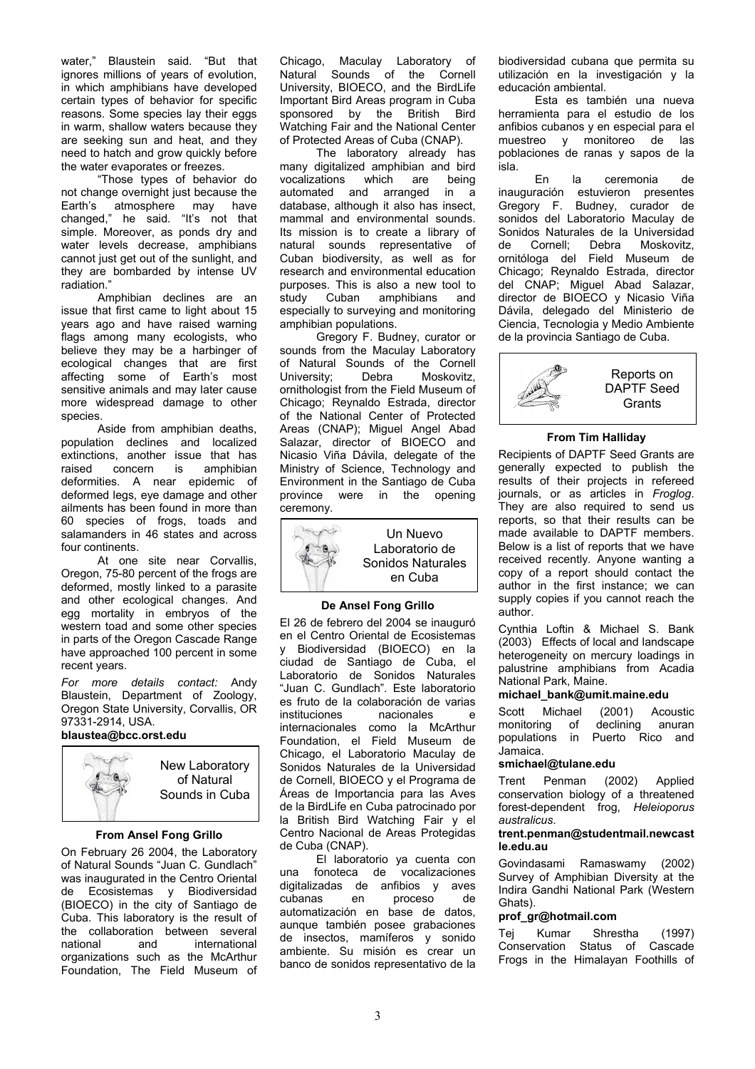water," Blaustein said. "But that ignores millions of years of evolution, in which amphibians have developed certain types of behavior for specific reasons. Some species lay their eggs in warm, shallow waters because they are seeking sun and heat, and they need to hatch and grow quickly before the water evaporates or freezes.

"Those types of behavior do not change overnight just because the Earth's atmosphere may have changed," he said. "It's not that simple. Moreover, as ponds dry and water levels decrease, amphibians cannot just get out of the sunlight, and they are bombarded by intense UV radiation."

Amphibian declines are an issue that first came to light about 15 years ago and have raised warning flags among many ecologists, who believe they may be a harbinger of ecological changes that are first affecting some of Earth's most sensitive animals and may later cause more widespread damage to other species.

Aside from amphibian deaths, population declines and localized extinctions, another issue that has raised concern is amphibian deformities. A near epidemic of deformed legs, eye damage and other ailments has been found in more than 60 species of frogs, toads and salamanders in 46 states and across four continents.

At one site near Corvallis, Oregon, 75-80 percent of the frogs are deformed, mostly linked to a parasite and other ecological changes. And egg mortality in embryos of the western toad and some other species in parts of the Oregon Cascade Range have approached 100 percent in some recent years.

*For more details contact:* Andy Blaustein, Department of Zoology, Oregon State University, Corvallis, OR 97331-2914, USA.
**blaustea@bcc.orst.edu**

## New Laboratory of Natural Sounds in Cuba

**From Ansel Fong Grillo**

On February 26 2004, the Laboratory of Natural Sounds "Juan C. Gundlach" was inaugurated in the Centro Oriental de Ecosistemas y Biodiversidad (BIOECO) in the city of Santiago de Cuba. This laboratory is the result of the collaboration between several national and international organizations such as the McArthur Foundation, The Field Museum of Chicago, Maculay Laboratory of Natural Sounds of the Cornell University, BIOECO, and the BirdLife Important Bird Areas program in Cuba sponsored by the British Bird Watching Fair and the National Center of Protected Areas of Cuba (CNAP).

The laboratory already has many digitalized amphibian and bird vocalizations which are being automated and arranged in a database, although it also has insect, mammal and environmental sounds. Its mission is to create a library of natural sounds representative of Cuban biodiversity, as well as for research and environmental education purposes. This is also a new tool to study Cuban amphibians and especially to surveying and monitoring amphibian populations.

Gregory F. Budney, curator or sounds from the Maculay Laboratory of Natural Sounds of the Cornell University; Debra Moskovitz, ornithologist from the Field Museum of Chicago; Reynaldo Estrada, director of the National Center of Protected Areas (CNAP); Miguel Angel Abad Salazar, director of BIOECO and Nicasio Viña Dávila, delegate of the Ministry of Science, Technology and Environment in the Santiago de Cuba province were in the opening ceremony.

## Un Nuevo Laboratorio de Sonidos Naturales en Cuba

**De Ansel Fong Grillo**

El 26 de febrero del 2004 se inauguró en el Centro Oriental de Ecosistemas y Biodiversidad (BIOECO) en la ciudad de Santiago de Cuba, el Laboratorio de Sonidos Naturales "Juan C. Gundlach". Este laboratorio es fruto de la colaboración de varias instituciones nacionales e internacionales como la McArthur Foundation, el Field Museum de Chicago, el Laboratorio Maculay de Sonidos Naturales de la Universidad de Cornell, BIOECO y el Programa de Áreas de Importancia para las Aves de la BirdLife en Cuba patrocinado por la British Bird Watching Fair y el Centro Nacional de Areas Protegidas de Cuba (CNAP).

El laboratorio ya cuenta con una fonoteca de vocalizaciones digitalizadas de anfibios y aves cubanas en proceso de automatización en base de datos, aunque también posee grabaciones de insectos, mamíferos y sonido ambiente. Su misión es crear un banco de sonidos representativo de la biodiversidad cubana que permita su utilización en la investigación y la educación ambiental.

Esta es también una nueva herramienta para el estudio de los anfibios cubanos y en especial para el muestreo y monitoreo de las poblaciones de ranas y sapos de la isla.

En la ceremonia de inauguración estuvieron presentes Gregory F. Budney, curador de sonidos del Laboratorio Maculay de Sonidos Naturales de la Universidad de Cornell; Debra Moskovitz, ornitóloga del Field Museum de Chicago; Reynaldo Estrada, director del CNAP; Miguel Abad Salazar, director de BIOECO y Nicasio Viña Dávila, delegado del Ministerio de Ciencia, Tecnologia y Medio Ambiente de la provincia Santiago de Cuba.

## Reports on DAPTF Seed Grants

**From Tim Halliday**

Recipients of DAPTF Seed Grants are generally expected to publish the results of their projects in refereed journals, or as articles in *Froglog*. They are also required to send us reports, so that their results can be made available to DAPTF members. Below is a list of reports that we have received recently. Anyone wanting a copy of a report should contact the author in the first instance; we can supply copies if you cannot reach the author.

Cynthia Loftin & Michael S. Bank (2003) Effects of local and landscape heterogeneity on mercury loadings in palustrine amphibians from Acadia National Park, Maine.
**michael_bank@umit.maine.edu**

Scott Michael (2001) Acoustic monitoring of declining anuran populations in Puerto Rico and Jamaica.
**smichael@tulane.edu**

Trent Penman (2002) Applied conservation biology of a threatened forest-dependent frog, *Heleioporus australicus*.
**trent.penman@studentmail.newcastle.edu.au**

Govindasami Ramaswamy (2002) Survey of Amphibian Diversity at the Indira Gandhi National Park (Western Ghats).
**prof_gr@hotmail.com**

Tej Kumar Shrestha (1997) Conservation Status of Cascade Frogs in the Himalayan Foothills of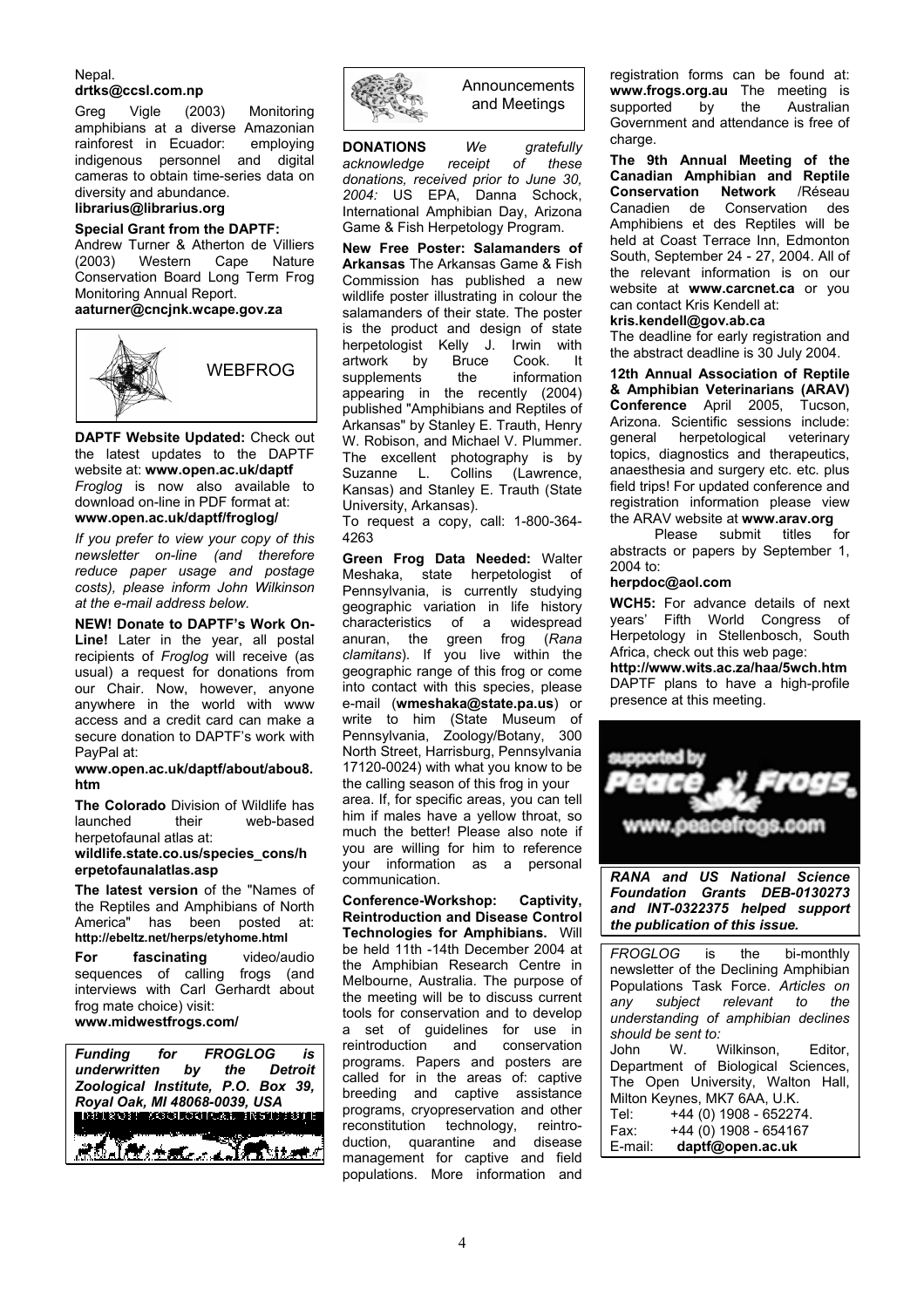Nepal.
**drtks@ccsl.com.np**

Greg Vigle (2003) Monitoring amphibians at a diverse Amazonian rainforest in Ecuador: employing indigenous personnel and digital cameras to obtain time-series data on diversity and abundance.
**librarius@librarius.org**

**Special Grant from the DAPTF:**
Andrew Turner & Atherton de Villiers (2003) Western Cape Nature Conservation Board Long Term Frog Monitoring Annual Report.
**aaturner@cncjnk.wcape.gov.za**

## WEBFROG

**DAPTF Website Updated:** Check out the latest updates to the DAPTF website at: **www.open.ac.uk/daptf** *Froglog* is now also available to download on-line in PDF format at: **www.open.ac.uk/daptf/froglog/**

*If you prefer to view your copy of this newsletter on-line (and therefore reduce paper usage and postage costs), please inform John Wilkinson at the e-mail address below.*

**NEW! Donate to DAPTF's Work On-Line!** Later in the year, all postal recipients of *Froglog* will receive (as usual) a request for donations from our Chair. Now, however, anyone anywhere in the world with www access and a credit card can make a secure donation to DAPTF's work with PayPal at:
**www.open.ac.uk/daptf/about/abou8.htm**

**The Colorado** Division of Wildlife has launched their web-based herpetofaunal atlas at:
**wildlife.state.co.us/species_cons/herpetofaunalatlas.asp**

**The latest version** of the "Names of the Reptiles and Amphibians of North America" has been posted at: **http://ebeltz.net/herps/etyhome.html**

**For fascinating** video/audio sequences of calling frogs (and interviews with Carl Gerhardt about frog mate choice) visit:
**www.midwestfrogs.com/**

***Funding for FROGLOG is underwritten by the Detroit Zoological Institute, P.O. Box 39, Royal Oak, MI 48068-0039, USA***

## Announcements and Meetings

**DONATIONS** *We gratefully acknowledge receipt of these donations, received prior to June 30, 2004:* US EPA, Danna Schock, International Amphibian Day, Arizona Game & Fish Herpetology Program.

**New Free Poster: Salamanders of Arkansas** The Arkansas Game & Fish Commission has published a new wildlife poster illustrating in colour the salamanders of their state. The poster is the product and design of state herpetologist Kelly J. Irwin with artwork by Bruce Cook. It supplements the information appearing in the recently (2004) published "Amphibians and Reptiles of Arkansas" by Stanley E. Trauth, Henry W. Robison, and Michael V. Plummer. The excellent photography is by Suzanne L. Collins (Lawrence, Kansas) and Stanley E. Trauth (State University, Arkansas).
To request a copy, call: 1-800-364-4263

**Green Frog Data Needed:** Walter Meshaka, state herpetologist of Pennsylvania, is currently studying geographic variation in life history characteristics of a widespread anuran, the green frog (*Rana clamitans*). If you live within the geographic range of this frog or come into contact with this species, please e-mail (**wmeshaka@state.pa.us**) or write to him (State Museum of Pennsylvania, Zoology/Botany, 300 North Street, Harrisburg, Pennsylvania 17120-0024) with what you know to be the calling season of this frog in your area. If, for specific areas, you can tell him if males have a yellow throat, so much the better! Please also note if you are willing for him to reference your information as a personal communication.

**Conference-Workshop: Captivity, Reintroduction and Disease Control Technologies for Amphibians.** Will be held 11th -14th December 2004 at the Amphibian Research Centre in Melbourne, Australia. The purpose of the meeting will be to discuss current tools for conservation and to develop a set of guidelines for use in reintroduction and conservation programs. Papers and posters are called for in the areas of: captive breeding and captive assistance programs, cryopreservation and other reconstitution technology, reintroduction, quarantine and disease management for captive and field populations. More information and registration forms can be found at: **www.frogs.org.au** The meeting is supported by the Australian Government and attendance is free of charge.

**The 9th Annual Meeting of the Canadian Amphibian and Reptile Conservation Network** /Réseau Canadien de Conservation des Amphibiens et des Reptiles will be held at Coast Terrace Inn, Edmonton South, September 24 - 27, 2004. All of the relevant information is on our website at **www.carcnet.ca** or you can contact Kris Kendell at:
**kris.kendell@gov.ab.ca**
The deadline for early registration and the abstract deadline is 30 July 2004.

**12th Annual Association of Reptile & Amphibian Veterinarians (ARAV) Conference** April 2005, Tucson, Arizona. Scientific sessions include: general herpetological veterinary topics, diagnostics and therapeutics, anaesthesia and surgery etc. etc. plus field trips! For updated conference and registration information please view the ARAV website at **www.arav.org**
Please submit titles for abstracts or papers by September 1, 2004 to:
**herpdoc@aol.com**

**WCH5:** For advance details of next years' Fifth World Congress of Herpetology in Stellenbosch, South Africa, check out this web page:
**http://www.wits.ac.za/haa/5wch.htm**
DAPTF plans to have a high-profile presence at this meeting.

supported by Peace Frogs
www.peacefrogs.com

***RANA and US National Science Foundation Grants DEB-0130273 and INT-0322375 helped support the publication of this issue.***

*FROGLOG* is the bi-monthly newsletter of the Declining Amphibian Populations Task Force. *Articles on any subject relevant to the understanding of amphibian declines should be sent to:*
John W. Wilkinson, Editor, Department of Biological Sciences, The Open University, Walton Hall, Milton Keynes, MK7 6AA, U.K.
Tel: +44 (0) 1908 - 652274.
Fax: +44 (0) 1908 - 654167
E-mail: **daptf@open.ac.uk**